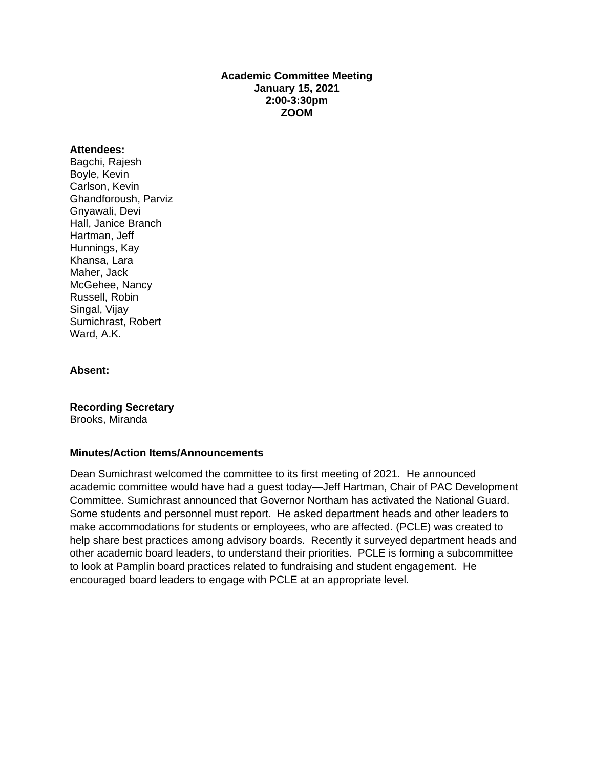**Academic Committee Meeting**
**January 15, 2021**
**2:00-3:30pm**
**ZOOM**

**Attendees:**
Bagchi, Rajesh
Boyle, Kevin
Carlson, Kevin
Ghandforoush, Parviz
Gnyawali, Devi
Hall, Janice Branch
Hartman, Jeff
Hunnings, Kay
Khansa, Lara
Maher, Jack
McGehee, Nancy
Russell, Robin
Singal, Vijay
Sumichrast, Robert
Ward, A.K.

**Absent:**

**Recording Secretary**
Brooks, Miranda

**Minutes/Action Items/Announcements**

Dean Sumichrast welcomed the committee to its first meeting of 2021. He announced academic committee would have had a guest today—Jeff Hartman, Chair of PAC Development Committee. Sumichrast announced that Governor Northam has activated the National Guard. Some students and personnel must report. He asked department heads and other leaders to make accommodations for students or employees, who are affected. (PCLE) was created to help share best practices among advisory boards. Recently it surveyed department heads and other academic board leaders, to understand their priorities. PCLE is forming a subcommittee to look at Pamplin board practices related to fundraising and student engagement. He encouraged board leaders to engage with PCLE at an appropriate level.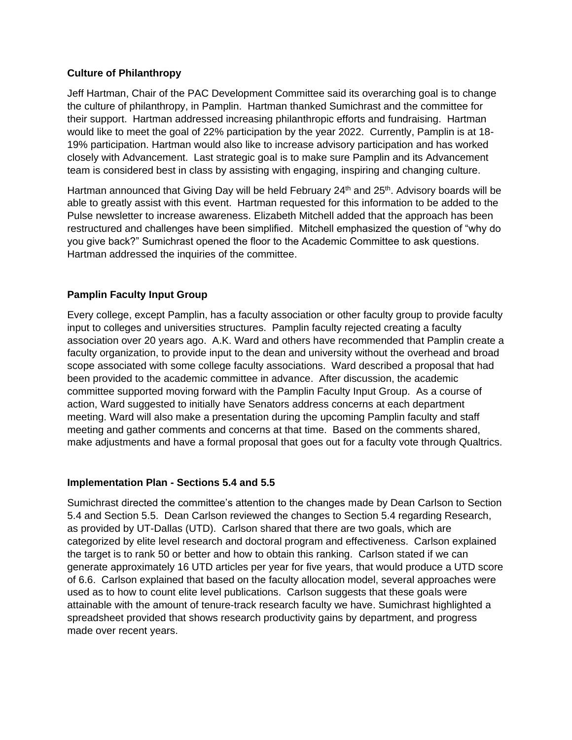**Culture of Philanthropy**

Jeff Hartman, Chair of the PAC Development Committee said its overarching goal is to change the culture of philanthropy, in Pamplin. Hartman thanked Sumichrast and the committee for their support. Hartman addressed increasing philanthropic efforts and fundraising. Hartman would like to meet the goal of 22% participation by the year 2022. Currently, Pamplin is at 18-19% participation. Hartman would also like to increase advisory participation and has worked closely with Advancement. Last strategic goal is to make sure Pamplin and its Advancement team is considered best in class by assisting with engaging, inspiring and changing culture.

Hartman announced that Giving Day will be held February 24th and 25th. Advisory boards will be able to greatly assist with this event. Hartman requested for this information to be added to the Pulse newsletter to increase awareness. Elizabeth Mitchell added that the approach has been restructured and challenges have been simplified. Mitchell emphasized the question of "why do you give back?" Sumichrast opened the floor to the Academic Committee to ask questions. Hartman addressed the inquiries of the committee.

**Pamplin Faculty Input Group**

Every college, except Pamplin, has a faculty association or other faculty group to provide faculty input to colleges and universities structures. Pamplin faculty rejected creating a faculty association over 20 years ago. A.K. Ward and others have recommended that Pamplin create a faculty organization, to provide input to the dean and university without the overhead and broad scope associated with some college faculty associations. Ward described a proposal that had been provided to the academic committee in advance. After discussion, the academic committee supported moving forward with the Pamplin Faculty Input Group. As a course of action, Ward suggested to initially have Senators address concerns at each department meeting. Ward will also make a presentation during the upcoming Pamplin faculty and staff meeting and gather comments and concerns at that time. Based on the comments shared, make adjustments and have a formal proposal that goes out for a faculty vote through Qualtrics.

**Implementation Plan - Sections 5.4 and 5.5**

Sumichrast directed the committee's attention to the changes made by Dean Carlson to Section 5.4 and Section 5.5. Dean Carlson reviewed the changes to Section 5.4 regarding Research, as provided by UT-Dallas (UTD). Carlson shared that there are two goals, which are categorized by elite level research and doctoral program and effectiveness. Carlson explained the target is to rank 50 or better and how to obtain this ranking. Carlson stated if we can generate approximately 16 UTD articles per year for five years, that would produce a UTD score of 6.6. Carlson explained that based on the faculty allocation model, several approaches were used as to how to count elite level publications. Carlson suggests that these goals were attainable with the amount of tenure-track research faculty we have. Sumichrast highlighted a spreadsheet provided that shows research productivity gains by department, and progress made over recent years.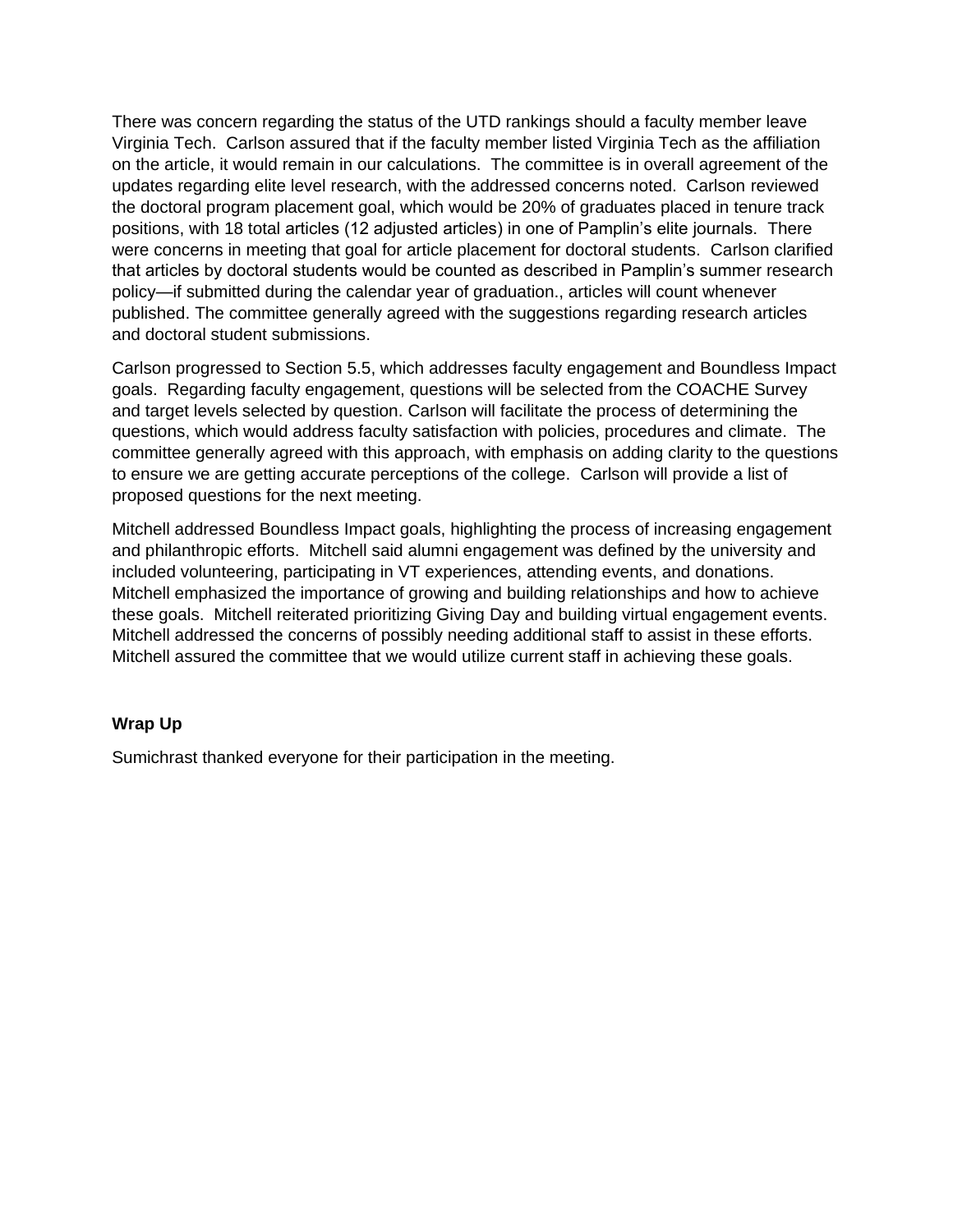There was concern regarding the status of the UTD rankings should a faculty member leave Virginia Tech. Carlson assured that if the faculty member listed Virginia Tech as the affiliation on the article, it would remain in our calculations. The committee is in overall agreement of the updates regarding elite level research, with the addressed concerns noted. Carlson reviewed the doctoral program placement goal, which would be 20% of graduates placed in tenure track positions, with 18 total articles (12 adjusted articles) in one of Pamplin's elite journals. There were concerns in meeting that goal for article placement for doctoral students. Carlson clarified that articles by doctoral students would be counted as described in Pamplin's summer research policy—if submitted during the calendar year of graduation., articles will count whenever published. The committee generally agreed with the suggestions regarding research articles and doctoral student submissions.

Carlson progressed to Section 5.5, which addresses faculty engagement and Boundless Impact goals. Regarding faculty engagement, questions will be selected from the COACHE Survey and target levels selected by question. Carlson will facilitate the process of determining the questions, which would address faculty satisfaction with policies, procedures and climate. The committee generally agreed with this approach, with emphasis on adding clarity to the questions to ensure we are getting accurate perceptions of the college. Carlson will provide a list of proposed questions for the next meeting.

Mitchell addressed Boundless Impact goals, highlighting the process of increasing engagement and philanthropic efforts. Mitchell said alumni engagement was defined by the university and included volunteering, participating in VT experiences, attending events, and donations. Mitchell emphasized the importance of growing and building relationships and how to achieve these goals. Mitchell reiterated prioritizing Giving Day and building virtual engagement events. Mitchell addressed the concerns of possibly needing additional staff to assist in these efforts. Mitchell assured the committee that we would utilize current staff in achieving these goals.

**Wrap Up**

Sumichrast thanked everyone for their participation in the meeting.